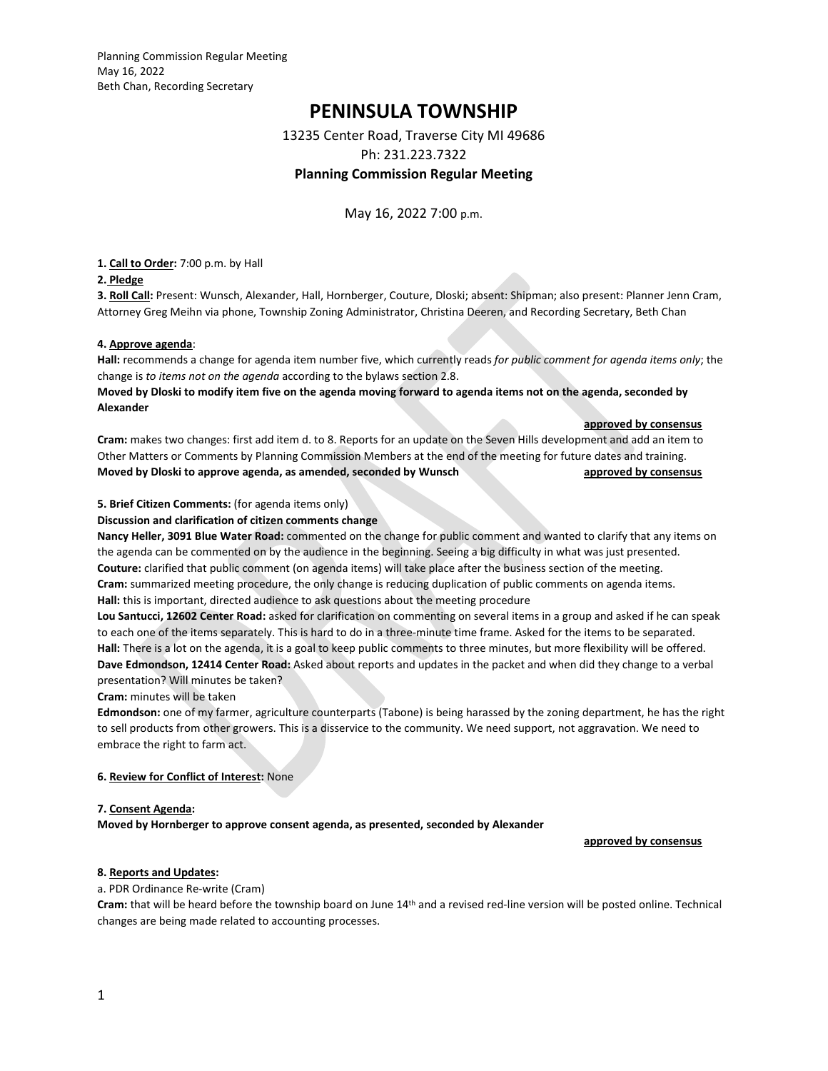Planning Commission Regular Meeting
May 16, 2022
Beth Chan, Recording Secretary

# PENINSULA TOWNSHIP

13235 Center Road, Traverse City MI 49686
Ph: 231.223.7322

**Planning Commission Regular Meeting**

May 16, 2022 7:00 p.m.

**1. Call to Order:** 7:00 p.m. by Hall

**2. Pledge**

**3. Roll Call:** Present: Wunsch, Alexander, Hall, Hornberger, Couture, Dloski; absent: Shipman; also present: Planner Jenn Cram, Attorney Greg Meihn via phone, Township Zoning Administrator, Christina Deeren, and Recording Secretary, Beth Chan

**4. Approve agenda**:

**Hall:** recommends a change for agenda item number five, which currently reads *for public comment for agenda items only*; the change is *to items not on the agenda* according to the bylaws section 2.8.

**Moved by Dloski to modify item five on the agenda moving forward to agenda items not on the agenda, seconded by Alexander**

**approved by consensus**

**Cram:** makes two changes: first add item d. to 8. Reports for an update on the Seven Hills development and add an item to Other Matters or Comments by Planning Commission Members at the end of the meeting for future dates and training.

**Moved by Dloski to approve agenda, as amended, seconded by Wunsch** **approved by consensus**

**5. Brief Citizen Comments:** (for agenda items only)

**Discussion and clarification of citizen comments change**

**Nancy Heller, 3091 Blue Water Road:** commented on the change for public comment and wanted to clarify that any items on the agenda can be commented on by the audience in the beginning. Seeing a big difficulty in what was just presented.

**Couture:** clarified that public comment (on agenda items) will take place after the business section of the meeting.

**Cram:** summarized meeting procedure, the only change is reducing duplication of public comments on agenda items.

**Hall:** this is important, directed audience to ask questions about the meeting procedure

**Lou Santucci, 12602 Center Road:** asked for clarification on commenting on several items in a group and asked if he can speak to each one of the items separately. This is hard to do in a three-minute time frame. Asked for the items to be separated.

**Hall:** There is a lot on the agenda, it is a goal to keep public comments to three minutes, but more flexibility will be offered.

**Dave Edmondson, 12414 Center Road:** Asked about reports and updates in the packet and when did they change to a verbal presentation? Will minutes be taken?

**Cram:** minutes will be taken

**Edmondson:** one of my farmer, agriculture counterparts (Tabone) is being harassed by the zoning department, he has the right to sell products from other growers. This is a disservice to the community. We need support, not aggravation. We need to embrace the right to farm act.

**6. Review for Conflict of Interest:** None

**7. Consent Agenda:**

**Moved by Hornberger to approve consent agenda, as presented, seconded by Alexander**

**approved by consensus**

**8. Reports and Updates:**

a. PDR Ordinance Re-write (Cram)

**Cram:** that will be heard before the township board on June 14th and a revised red-line version will be posted online. Technical changes are being made related to accounting processes.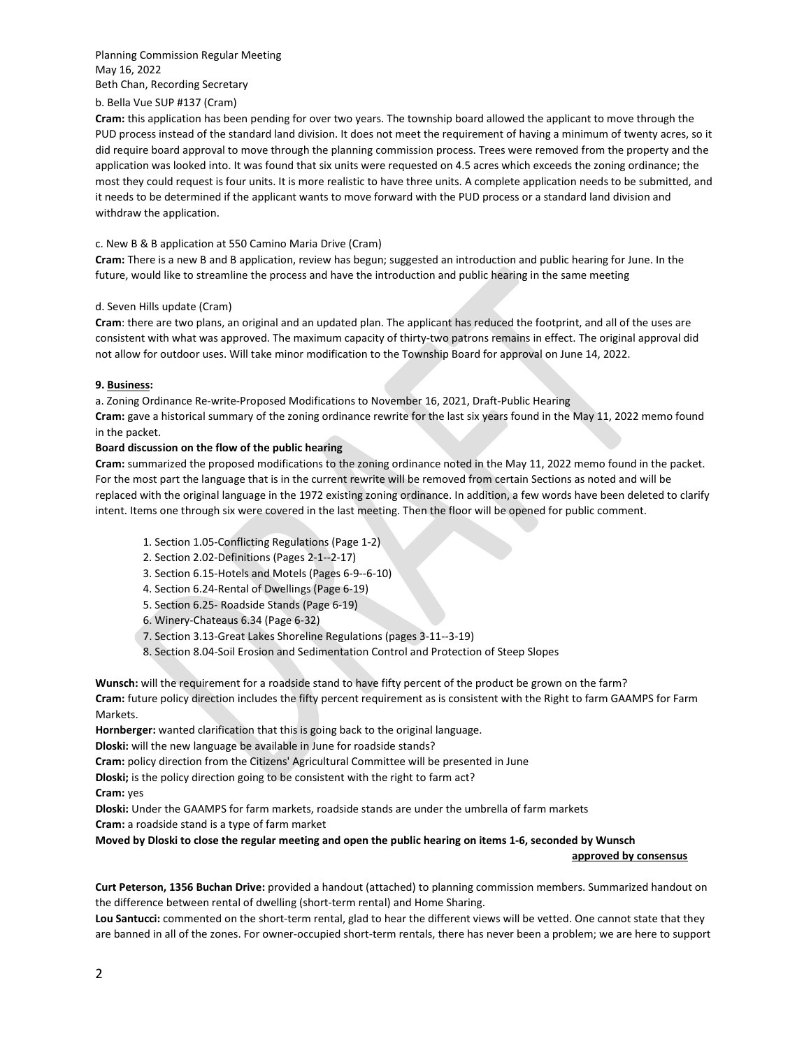b. Bella Vue SUP #137 (Cram)

**Cram:** this application has been pending for over two years. The township board allowed the applicant to move through the PUD process instead of the standard land division. It does not meet the requirement of having a minimum of twenty acres, so it did require board approval to move through the planning commission process. Trees were removed from the property and the application was looked into. It was found that six units were requested on 4.5 acres which exceeds the zoning ordinance; the most they could request is four units. It is more realistic to have three units. A complete application needs to be submitted, and it needs to be determined if the applicant wants to move forward with the PUD process or a standard land division and withdraw the application.

c. New B & B application at 550 Camino Maria Drive (Cram)

**Cram:** There is a new B and B application, review has begun; suggested an introduction and public hearing for June. In the future, would like to streamline the process and have the introduction and public hearing in the same meeting

d. Seven Hills update (Cram)

**Cram**: there are two plans, an original and an updated plan. The applicant has reduced the footprint, and all of the uses are consistent with what was approved. The maximum capacity of thirty-two patrons remains in effect. The original approval did not allow for outdoor uses. Will take minor modification to the Township Board for approval on June 14, 2022.

**9. Business:**

a. Zoning Ordinance Re-write-Proposed Modifications to November 16, 2021, Draft-Public Hearing

**Cram:** gave a historical summary of the zoning ordinance rewrite for the last six years found in the May 11, 2022 memo found in the packet.

**Board discussion on the flow of the public hearing**

**Cram:** summarized the proposed modifications to the zoning ordinance noted in the May 11, 2022 memo found in the packet. For the most part the language that is in the current rewrite will be removed from certain Sections as noted and will be replaced with the original language in the 1972 existing zoning ordinance. In addition, a few words have been deleted to clarify intent. Items one through six were covered in the last meeting. Then the floor will be opened for public comment.

1. Section 1.05-Conflicting Regulations (Page 1-2)
2. Section 2.02-Definitions (Pages 2-1--2-17)
3. Section 6.15-Hotels and Motels (Pages 6-9--6-10)
4. Section 6.24-Rental of Dwellings (Page 6-19)
5. Section 6.25- Roadside Stands (Page 6-19)
6. Winery-Chateaus 6.34 (Page 6-32)
7. Section 3.13-Great Lakes Shoreline Regulations (pages 3-11--3-19)
8. Section 8.04-Soil Erosion and Sedimentation Control and Protection of Steep Slopes

**Wunsch:** will the requirement for a roadside stand to have fifty percent of the product be grown on the farm?

**Cram:** future policy direction includes the fifty percent requirement as is consistent with the Right to farm GAAMPS for Farm Markets.

**Hornberger:** wanted clarification that this is going back to the original language.

**Dloski:** will the new language be available in June for roadside stands?

**Cram:** policy direction from the Citizens' Agricultural Committee will be presented in June

**Dloski;** is the policy direction going to be consistent with the right to farm act?

**Cram:** yes

**Dloski:** Under the GAAMPS for farm markets, roadside stands are under the umbrella of farm markets

**Cram:** a roadside stand is a type of farm market

**Moved by Dloski to close the regular meeting and open the public hearing on items 1-6, seconded by Wunsch**

**approved by consensus**

**Curt Peterson, 1356 Buchan Drive:** provided a handout (attached) to planning commission members. Summarized handout on the difference between rental of dwelling (short-term rental) and Home Sharing.

**Lou Santucci:** commented on the short-term rental, glad to hear the different views will be vetted. One cannot state that they are banned in all of the zones. For owner-occupied short-term rentals, there has never been a problem; we are here to support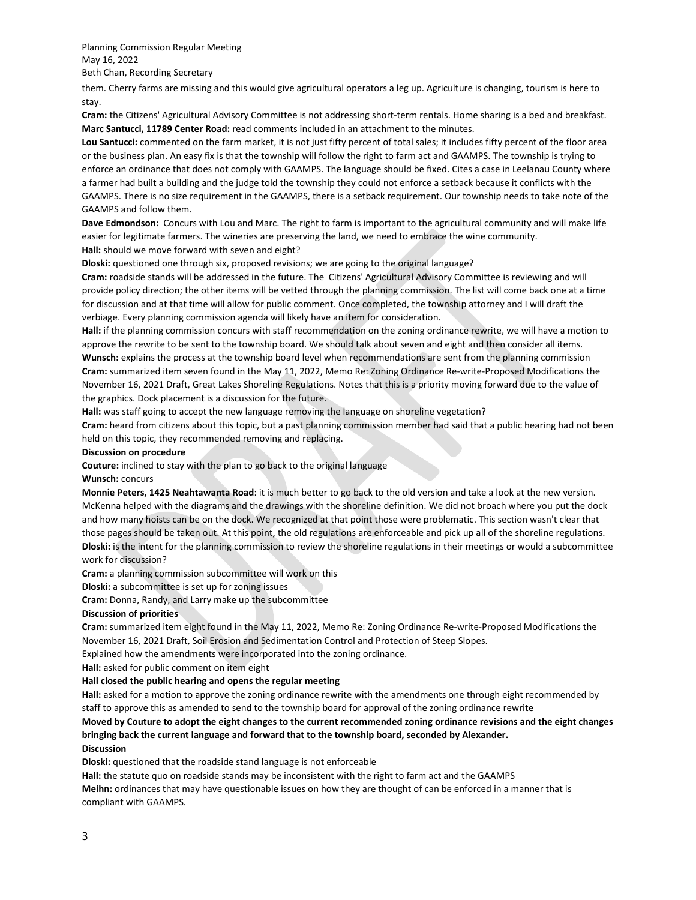them. Cherry farms are missing and this would give agricultural operators a leg up. Agriculture is changing, tourism is here to stay.

**Cram:** the Citizens' Agricultural Advisory Committee is not addressing short-term rentals. Home sharing is a bed and breakfast.

**Marc Santucci, 11789 Center Road:** read comments included in an attachment to the minutes.

**Lou Santucci:** commented on the farm market, it is not just fifty percent of total sales; it includes fifty percent of the floor area or the business plan. An easy fix is that the township will follow the right to farm act and GAAMPS. The township is trying to enforce an ordinance that does not comply with GAAMPS. The language should be fixed. Cites a case in Leelanau County where a farmer had built a building and the judge told the township they could not enforce a setback because it conflicts with the GAAMPS. There is no size requirement in the GAAMPS, there is a setback requirement. Our township needs to take note of the GAAMPS and follow them.

**Dave Edmondson:** Concurs with Lou and Marc. The right to farm is important to the agricultural community and will make life easier for legitimate farmers. The wineries are preserving the land, we need to embrace the wine community.

**Hall:** should we move forward with seven and eight?

**Dloski:** questioned one through six, proposed revisions; we are going to the original language?

**Cram:** roadside stands will be addressed in the future. The Citizens' Agricultural Advisory Committee is reviewing and will provide policy direction; the other items will be vetted through the planning commission. The list will come back one at a time for discussion and at that time will allow for public comment. Once completed, the township attorney and I will draft the verbiage. Every planning commission agenda will likely have an item for consideration.

**Hall:** if the planning commission concurs with staff recommendation on the zoning ordinance rewrite, we will have a motion to approve the rewrite to be sent to the township board. We should talk about seven and eight and then consider all items.

**Wunsch:** explains the process at the township board level when recommendations are sent from the planning commission

**Cram:** summarized item seven found in the May 11, 2022, Memo Re: Zoning Ordinance Re-write-Proposed Modifications the November 16, 2021 Draft, Great Lakes Shoreline Regulations. Notes that this is a priority moving forward due to the value of the graphics. Dock placement is a discussion for the future.

**Hall:** was staff going to accept the new language removing the language on shoreline vegetation?

**Cram:** heard from citizens about this topic, but a past planning commission member had said that a public hearing had not been held on this topic, they recommended removing and replacing.

**Discussion on procedure**

**Couture:** inclined to stay with the plan to go back to the original language

**Wunsch:** concurs

**Monnie Peters, 1425 Neahtawanta Road**: it is much better to go back to the old version and take a look at the new version. McKenna helped with the diagrams and the drawings with the shoreline definition. We did not broach where you put the dock and how many hoists can be on the dock. We recognized at that point those were problematic. This section wasn't clear that those pages should be taken out. At this point, the old regulations are enforceable and pick up all of the shoreline regulations.

**Dloski:** is the intent for the planning commission to review the shoreline regulations in their meetings or would a subcommittee work for discussion?

**Cram:** a planning commission subcommittee will work on this

**Dloski:** a subcommittee is set up for zoning issues

**Cram:** Donna, Randy, and Larry make up the subcommittee

**Discussion of priorities**

**Cram:** summarized item eight found in the May 11, 2022, Memo Re: Zoning Ordinance Re-write-Proposed Modifications the November 16, 2021 Draft, Soil Erosion and Sedimentation Control and Protection of Steep Slopes.

Explained how the amendments were incorporated into the zoning ordinance.

**Hall:** asked for public comment on item eight

**Hall closed the public hearing and opens the regular meeting**

**Hall:** asked for a motion to approve the zoning ordinance rewrite with the amendments one through eight recommended by staff to approve this as amended to send to the township board for approval of the zoning ordinance rewrite

**Moved by Couture to adopt the eight changes to the current recommended zoning ordinance revisions and the eight changes bringing back the current language and forward that to the township board, seconded by Alexander.**

**Discussion**

**Dloski:** questioned that the roadside stand language is not enforceable

**Hall:** the statute quo on roadside stands may be inconsistent with the right to farm act and the GAAMPS

**Meihn:** ordinances that may have questionable issues on how they are thought of can be enforced in a manner that is compliant with GAAMPS.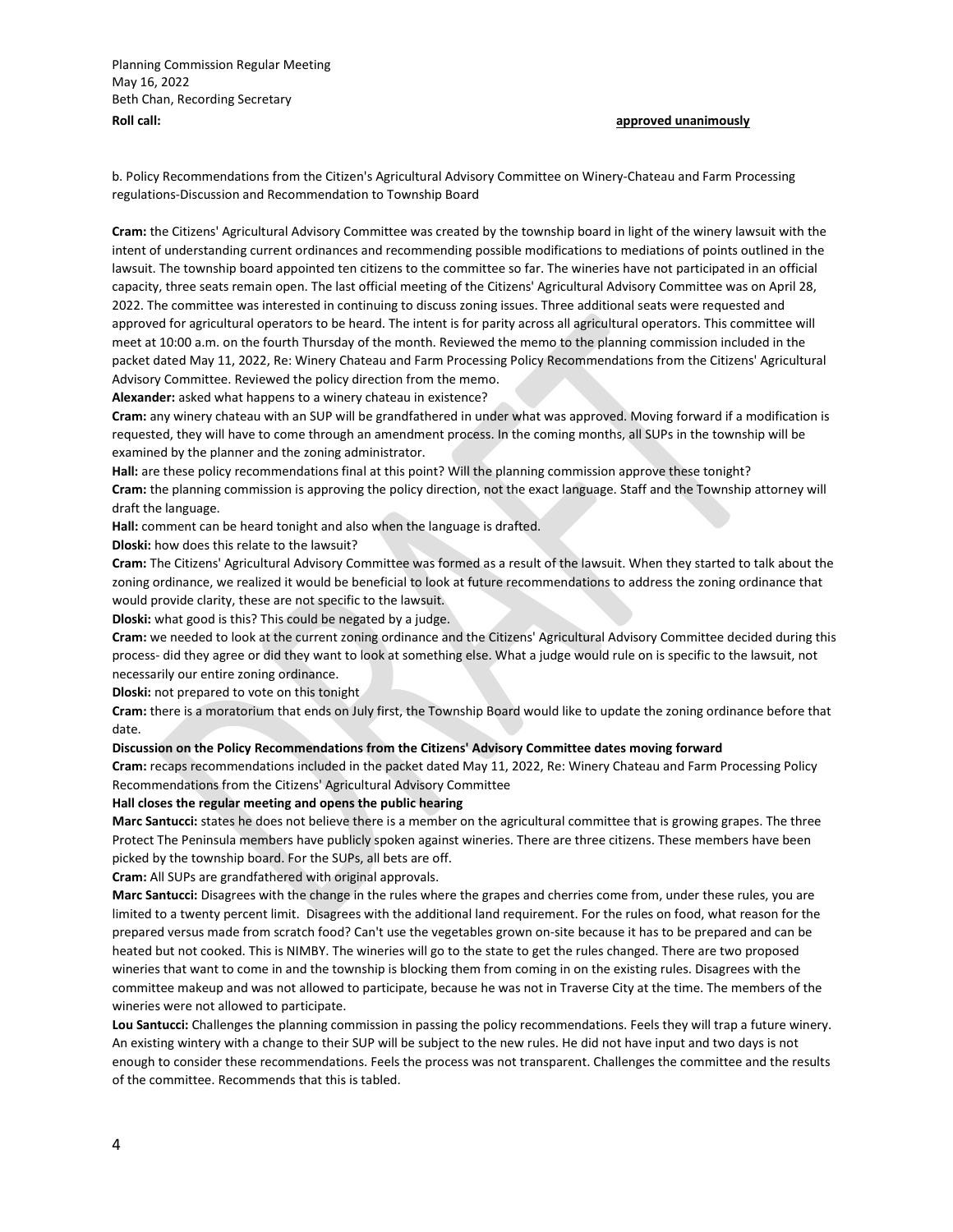Planning Commission Regular Meeting
May 16, 2022
Beth Chan, Recording Secretary

**Roll call:** **approved unanimously**

b. Policy Recommendations from the Citizen's Agricultural Advisory Committee on Winery-Chateau and Farm Processing regulations-Discussion and Recommendation to Township Board

**Cram:** the Citizens' Agricultural Advisory Committee was created by the township board in light of the winery lawsuit with the intent of understanding current ordinances and recommending possible modifications to mediations of points outlined in the lawsuit. The township board appointed ten citizens to the committee so far. The wineries have not participated in an official capacity, three seats remain open. The last official meeting of the Citizens' Agricultural Advisory Committee was on April 28, 2022. The committee was interested in continuing to discuss zoning issues. Three additional seats were requested and approved for agricultural operators to be heard. The intent is for parity across all agricultural operators. This committee will meet at 10:00 a.m. on the fourth Thursday of the month. Reviewed the memo to the planning commission included in the packet dated May 11, 2022, Re: Winery Chateau and Farm Processing Policy Recommendations from the Citizens' Agricultural Advisory Committee. Reviewed the policy direction from the memo.

**Alexander:** asked what happens to a winery chateau in existence?

**Cram:** any winery chateau with an SUP will be grandfathered in under what was approved. Moving forward if a modification is requested, they will have to come through an amendment process. In the coming months, all SUPs in the township will be examined by the planner and the zoning administrator.

**Hall:** are these policy recommendations final at this point? Will the planning commission approve these tonight?

**Cram:** the planning commission is approving the policy direction, not the exact language. Staff and the Township attorney will draft the language.

**Hall:** comment can be heard tonight and also when the language is drafted.

**Dloski:** how does this relate to the lawsuit?

**Cram:** The Citizens' Agricultural Advisory Committee was formed as a result of the lawsuit. When they started to talk about the zoning ordinance, we realized it would be beneficial to look at future recommendations to address the zoning ordinance that would provide clarity, these are not specific to the lawsuit.

**Dloski:** what good is this? This could be negated by a judge.

**Cram:** we needed to look at the current zoning ordinance and the Citizens' Agricultural Advisory Committee decided during this process- did they agree or did they want to look at something else. What a judge would rule on is specific to the lawsuit, not necessarily our entire zoning ordinance.

**Dloski:** not prepared to vote on this tonight

**Cram:** there is a moratorium that ends on July first, the Township Board would like to update the zoning ordinance before that date.

**Discussion on the Policy Recommendations from the Citizens' Advisory Committee dates moving forward**

**Cram:** recaps recommendations included in the packet dated May 11, 2022, Re: Winery Chateau and Farm Processing Policy Recommendations from the Citizens' Agricultural Advisory Committee

**Hall closes the regular meeting and opens the public hearing**

**Marc Santucci:** states he does not believe there is a member on the agricultural committee that is growing grapes. The three Protect The Peninsula members have publicly spoken against wineries. There are three citizens. These members have been picked by the township board. For the SUPs, all bets are off.

**Cram:** All SUPs are grandfathered with original approvals.

**Marc Santucci:** Disagrees with the change in the rules where the grapes and cherries come from, under these rules, you are limited to a twenty percent limit. Disagrees with the additional land requirement. For the rules on food, what reason for the prepared versus made from scratch food? Can't use the vegetables grown on-site because it has to be prepared and can be heated but not cooked. This is NIMBY. The wineries will go to the state to get the rules changed. There are two proposed wineries that want to come in and the township is blocking them from coming in on the existing rules. Disagrees with the committee makeup and was not allowed to participate, because he was not in Traverse City at the time. The members of the wineries were not allowed to participate.

**Lou Santucci:** Challenges the planning commission in passing the policy recommendations. Feels they will trap a future winery. An existing wintery with a change to their SUP will be subject to the new rules. He did not have input and two days is not enough to consider these recommendations. Feels the process was not transparent. Challenges the committee and the results of the committee. Recommends that this is tabled.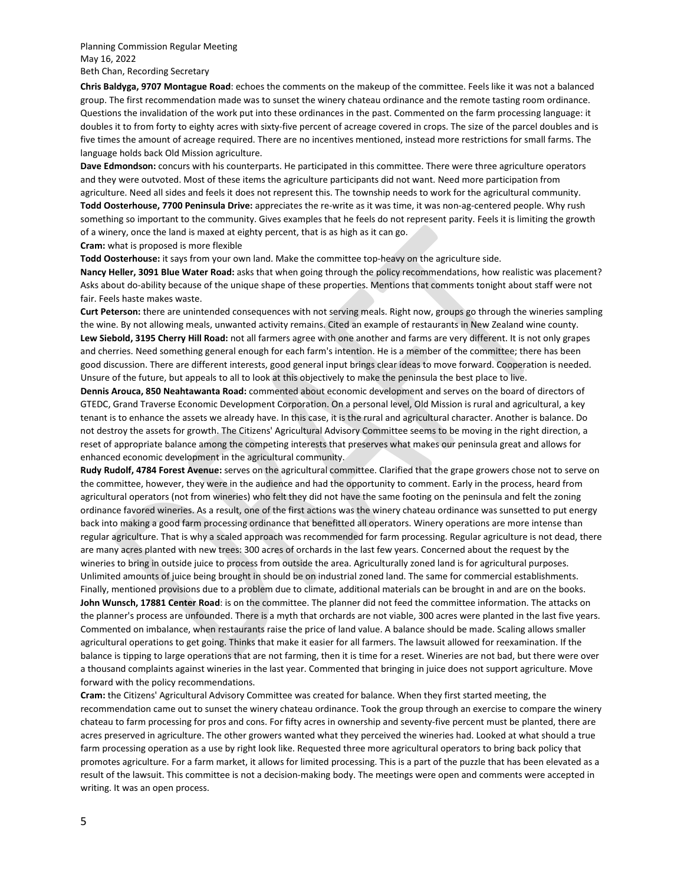**Chris Baldyga, 9707 Montague Road**: echoes the comments on the makeup of the committee. Feels like it was not a balanced group. The first recommendation made was to sunset the winery chateau ordinance and the remote tasting room ordinance. Questions the invalidation of the work put into these ordinances in the past. Commented on the farm processing language: it doubles it to from forty to eighty acres with sixty-five percent of acreage covered in crops. The size of the parcel doubles and is five times the amount of acreage required. There are no incentives mentioned, instead more restrictions for small farms. The language holds back Old Mission agriculture.

**Dave Edmondson:** concurs with his counterparts. He participated in this committee. There were three agriculture operators and they were outvoted. Most of these items the agriculture participants did not want. Need more participation from agriculture. Need all sides and feels it does not represent this. The township needs to work for the agricultural community.

**Todd Oosterhouse, 7700 Peninsula Drive:** appreciates the re-write as it was time, it was non-ag-centered people. Why rush something so important to the community. Gives examples that he feels do not represent parity. Feels it is limiting the growth of a winery, once the land is maxed at eighty percent, that is as high as it can go.

**Cram:** what is proposed is more flexible

**Todd Oosterhouse:** it says from your own land. Make the committee top-heavy on the agriculture side.

**Nancy Heller, 3091 Blue Water Road:** asks that when going through the policy recommendations, how realistic was placement? Asks about do-ability because of the unique shape of these properties. Mentions that comments tonight about staff were not fair. Feels haste makes waste.

**Curt Peterson:** there are unintended consequences with not serving meals. Right now, groups go through the wineries sampling the wine. By not allowing meals, unwanted activity remains. Cited an example of restaurants in New Zealand wine county.

**Lew Siebold, 3195 Cherry Hill Road:** not all farmers agree with one another and farms are very different. It is not only grapes and cherries. Need something general enough for each farm's intention. He is a member of the committee; there has been good discussion. There are different interests, good general input brings clear ideas to move forward. Cooperation is needed. Unsure of the future, but appeals to all to look at this objectively to make the peninsula the best place to live.

**Dennis Arouca, 850 Neahtawanta Road:** commented about economic development and serves on the board of directors of GTEDC, Grand Traverse Economic Development Corporation. On a personal level, Old Mission is rural and agricultural, a key tenant is to enhance the assets we already have. In this case, it is the rural and agricultural character. Another is balance. Do not destroy the assets for growth. The Citizens' Agricultural Advisory Committee seems to be moving in the right direction, a reset of appropriate balance among the competing interests that preserves what makes our peninsula great and allows for enhanced economic development in the agricultural community.

**Rudy Rudolf, 4784 Forest Avenue:** serves on the agricultural committee. Clarified that the grape growers chose not to serve on the committee, however, they were in the audience and had the opportunity to comment. Early in the process, heard from agricultural operators (not from wineries) who felt they did not have the same footing on the peninsula and felt the zoning ordinance favored wineries. As a result, one of the first actions was the winery chateau ordinance was sunsetted to put energy back into making a good farm processing ordinance that benefitted all operators. Winery operations are more intense than regular agriculture. That is why a scaled approach was recommended for farm processing. Regular agriculture is not dead, there are many acres planted with new trees: 300 acres of orchards in the last few years. Concerned about the request by the wineries to bring in outside juice to process from outside the area. Agriculturally zoned land is for agricultural purposes. Unlimited amounts of juice being brought in should be on industrial zoned land. The same for commercial establishments. Finally, mentioned provisions due to a problem due to climate, additional materials can be brought in and are on the books.

**John Wunsch, 17881 Center Road**: is on the committee. The planner did not feed the committee information. The attacks on the planner's process are unfounded. There is a myth that orchards are not viable, 300 acres were planted in the last five years. Commented on imbalance, when restaurants raise the price of land value. A balance should be made. Scaling allows smaller agricultural operations to get going. Thinks that make it easier for all farmers. The lawsuit allowed for reexamination. If the balance is tipping to large operations that are not farming, then it is time for a reset. Wineries are not bad, but there were over a thousand complaints against wineries in the last year. Commented that bringing in juice does not support agriculture. Move forward with the policy recommendations.

**Cram:** the Citizens' Agricultural Advisory Committee was created for balance. When they first started meeting, the recommendation came out to sunset the winery chateau ordinance. Took the group through an exercise to compare the winery chateau to farm processing for pros and cons. For fifty acres in ownership and seventy-five percent must be planted, there are acres preserved in agriculture. The other growers wanted what they perceived the wineries had. Looked at what should a true farm processing operation as a use by right look like. Requested three more agricultural operators to bring back policy that promotes agriculture. For a farm market, it allows for limited processing. This is a part of the puzzle that has been elevated as a result of the lawsuit. This committee is not a decision-making body. The meetings were open and comments were accepted in writing. It was an open process.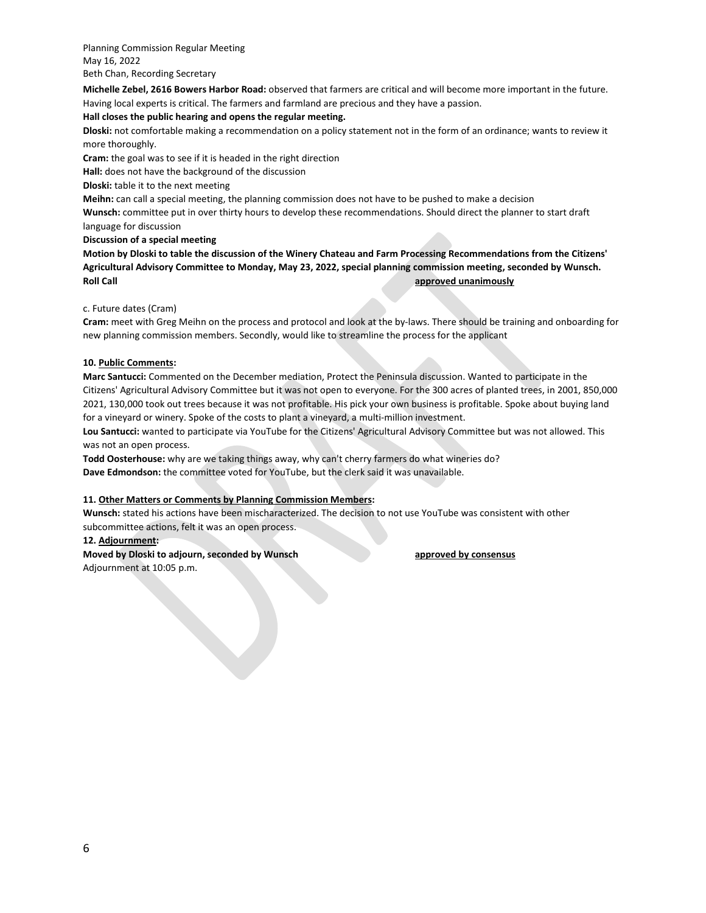**Michelle Zebel, 2616 Bowers Harbor Road:** observed that farmers are critical and will become more important in the future. Having local experts is critical. The farmers and farmland are precious and they have a passion.

**Hall closes the public hearing and opens the regular meeting.**

**Dloski:** not comfortable making a recommendation on a policy statement not in the form of an ordinance; wants to review it more thoroughly.

**Cram:** the goal was to see if it is headed in the right direction

**Hall:** does not have the background of the discussion

**Dloski:** table it to the next meeting

**Meihn:** can call a special meeting, the planning commission does not have to be pushed to make a decision

**Wunsch:** committee put in over thirty hours to develop these recommendations. Should direct the planner to start draft language for discussion

**Discussion of a special meeting**

**Motion by Dloski to table the discussion of the Winery Chateau and Farm Processing Recommendations from the Citizens' Agricultural Advisory Committee to Monday, May 23, 2022, special planning commission meeting, seconded by Wunsch. Roll Call** **approved unanimously**

c. Future dates (Cram)

**Cram:** meet with Greg Meihn on the process and protocol and look at the by-laws. There should be training and onboarding for new planning commission members. Secondly, would like to streamline the process for the applicant

**10. Public Comments:**

**Marc Santucci:** Commented on the December mediation, Protect the Peninsula discussion. Wanted to participate in the Citizens' Agricultural Advisory Committee but it was not open to everyone. For the 300 acres of planted trees, in 2001, 850,000 2021, 130,000 took out trees because it was not profitable. His pick your own business is profitable. Spoke about buying land for a vineyard or winery. Spoke of the costs to plant a vineyard, a multi-million investment.

**Lou Santucci:** wanted to participate via YouTube for the Citizens' Agricultural Advisory Committee but was not allowed. This was not an open process.

**Todd Oosterhouse:** why are we taking things away, why can't cherry farmers do what wineries do?

**Dave Edmondson:** the committee voted for YouTube, but the clerk said it was unavailable.

**11. Other Matters or Comments by Planning Commission Members:**

**Wunsch:** stated his actions have been mischaracterized. The decision to not use YouTube was consistent with other subcommittee actions, felt it was an open process.

**12. Adjournment:**

**Moved by Dloski to adjourn, seconded by Wunsch** **approved by consensus**

Adjournment at 10:05 p.m.